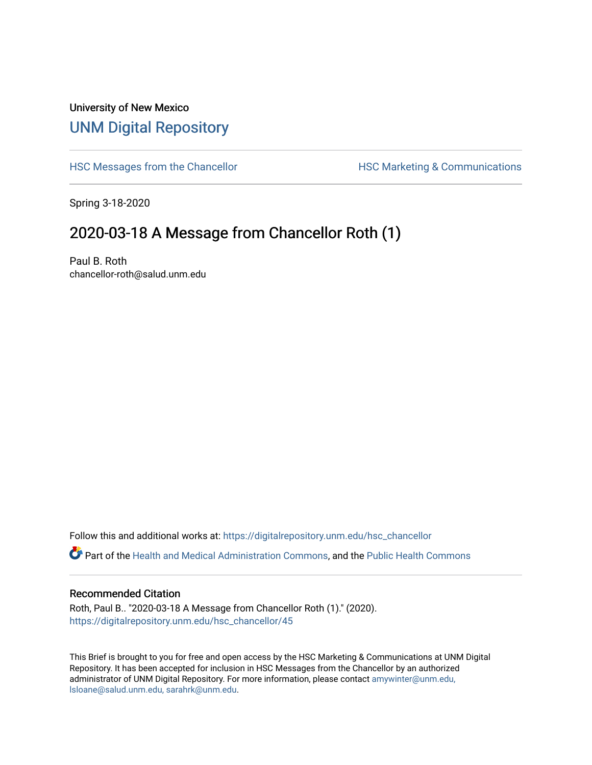University of New Mexico

# UNM Digital Repository

HSC Messages from the Chancellor | HSC Marketing & Communications

Spring 3-18-2020

## 2020-03-18 A Message from Chancellor Roth (1)

Paul B. Roth
chancellor-roth@salud.unm.edu

Follow this and additional works at: https://digitalrepository.unm.edu/hsc_chancellor

Part of the Health and Medical Administration Commons, and the Public Health Commons

### Recommended Citation

Roth, Paul B.. "2020-03-18 A Message from Chancellor Roth (1)." (2020). https://digitalrepository.unm.edu/hsc_chancellor/45

This Brief is brought to you for free and open access by the HSC Marketing & Communications at UNM Digital Repository. It has been accepted for inclusion in HSC Messages from the Chancellor by an authorized administrator of UNM Digital Repository. For more information, please contact amywinter@unm.edu, lsloane@salud.unm.edu, sarahrk@unm.edu.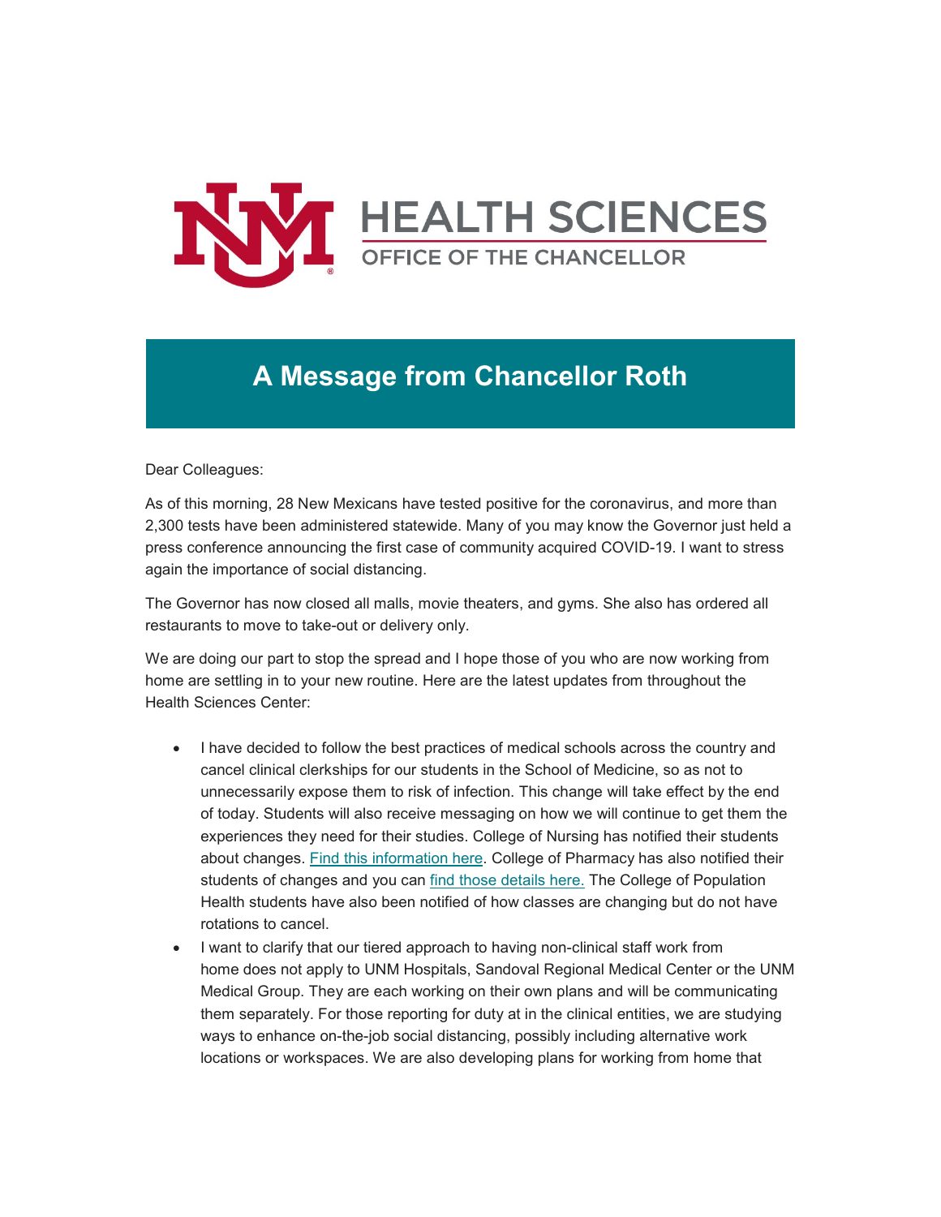# A Message from Chancellor Roth

Dear Colleagues:

As of this morning, 28 New Mexicans have tested positive for the coronavirus, and more than 2,300 tests have been administered statewide. Many of you may know the Governor just held a press conference announcing the first case of community acquired COVID-19. I want to stress again the importance of social distancing.

The Governor has now closed all malls, movie theaters, and gyms. She also has ordered all restaurants to move to take-out or delivery only.

We are doing our part to stop the spread and I hope those of you who are now working from home are settling in to your new routine. Here are the latest updates from throughout the Health Sciences Center:

- I have decided to follow the best practices of medical schools across the country and cancel clinical clerkships for our students in the School of Medicine, so as not to unnecessarily expose them to risk of infection. This change will take effect by the end of today. Students will also receive messaging on how we will continue to get them the experiences they need for their studies. College of Nursing has notified their students about changes. Find this information here. College of Pharmacy has also notified their students of changes and you can find those details here. The College of Population Health students have also been notified of how classes are changing but do not have rotations to cancel.
- I want to clarify that our tiered approach to having non-clinical staff work from home does not apply to UNM Hospitals, Sandoval Regional Medical Center or the UNM Medical Group. They are each working on their own plans and will be communicating them separately. For those reporting for duty at in the clinical entities, we are studying ways to enhance on-the-job social distancing, possibly including alternative work locations or workspaces. We are also developing plans for working from home that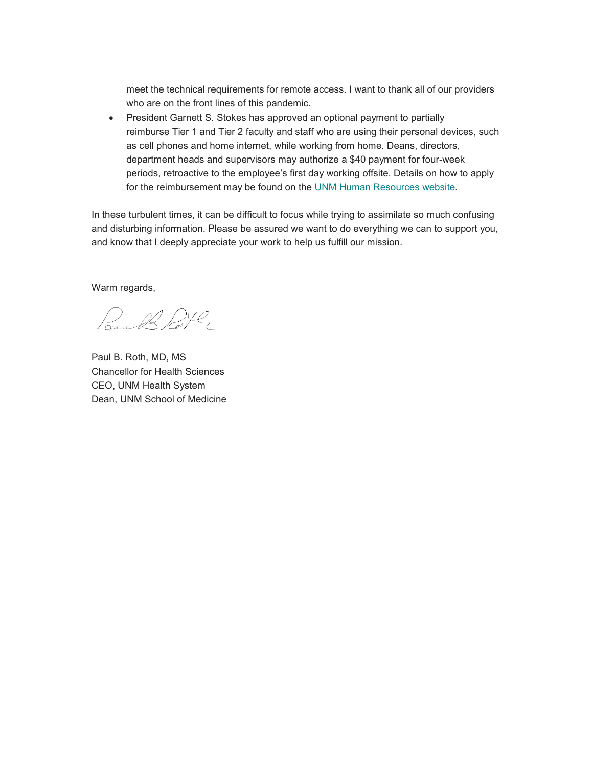meet the technical requirements for remote access. I want to thank all of our providers who are on the front lines of this pandemic.

- President Garnett S. Stokes has approved an optional payment to partially reimburse Tier 1 and Tier 2 faculty and staff who are using their personal devices, such as cell phones and home internet, while working from home. Deans, directors, department heads and supervisors may authorize a $40 payment for four-week periods, retroactive to the employee's first day working offsite. Details on how to apply for the reimbursement may be found on the UNM Human Resources website.

In these turbulent times, it can be difficult to focus while trying to assimilate so much confusing and disturbing information. Please be assured we want to do everything we can to support you, and know that I deeply appreciate your work to help us fulfill our mission.

Warm regards,

Paul B. Roth, MD, MS
Chancellor for Health Sciences
CEO, UNM Health System
Dean, UNM School of Medicine